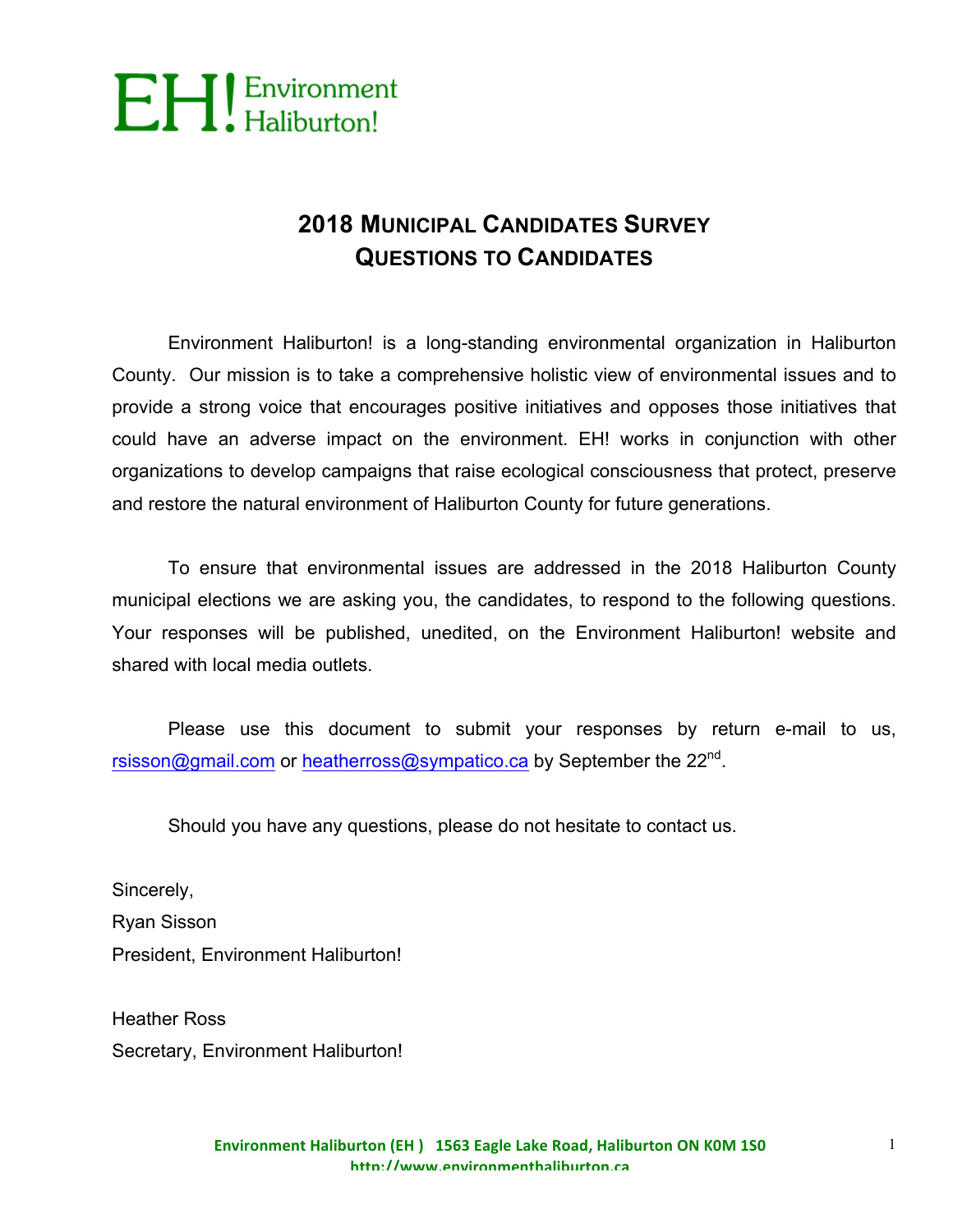EH! Environment Haliburton!

# 2018 Municipal Candidates Survey
# Questions to Candidates

Environment Haliburton! is a long-standing environmental organization in Haliburton County. Our mission is to take a comprehensive holistic view of environmental issues and to provide a strong voice that encourages positive initiatives and opposes those initiatives that could have an adverse impact on the environment. EH! works in conjunction with other organizations to develop campaigns that raise ecological consciousness that protect, preserve and restore the natural environment of Haliburton County for future generations.

To ensure that environmental issues are addressed in the 2018 Haliburton County municipal elections we are asking you, the candidates, to respond to the following questions. Your responses will be published, unedited, on the Environment Haliburton! website and shared with local media outlets.

Please use this document to submit your responses by return e-mail to us, rsisson@gmail.com or heatherross@sympatico.ca by September the 22nd.

Should you have any questions, please do not hesitate to contact us.

Sincerely,
Ryan Sisson
President, Environment Haliburton!

Heather Ross
Secretary, Environment Haliburton!

**Environment Haliburton (EH ) 1563 Eagle Lake Road, Haliburton ON K0M 1S0**
**http://www.environmenthaliburton.ca**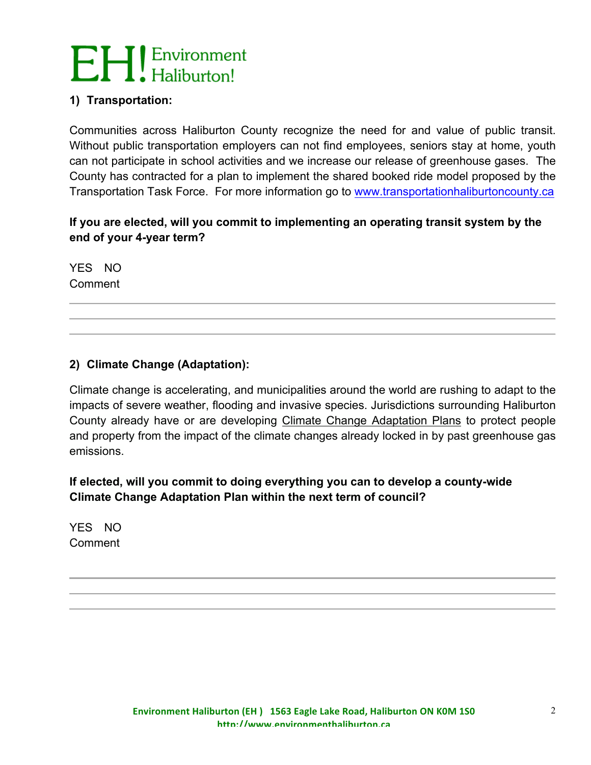**1) Transportation:**

Communities across Haliburton County recognize the need for and value of public transit. Without public transportation employers can not find employees, seniors stay at home, youth can not participate in school activities and we increase our release of greenhouse gases. The County has contracted for a plan to implement the shared booked ride model proposed by the Transportation Task Force. For more information go to www.transportationhaliburtoncounty.ca

**If you are elected, will you commit to implementing an operating transit system by the end of your 4-year term?**

YES NO
Comment

**2) Climate Change (Adaptation):**

Climate change is accelerating, and municipalities around the world are rushing to adapt to the impacts of severe weather, flooding and invasive species. Jurisdictions surrounding Haliburton County already have or are developing Climate Change Adaptation Plans to protect people and property from the impact of the climate changes already locked in by past greenhouse gas emissions.

**If elected, will you commit to doing everything you can to develop a county-wide Climate Change Adaptation Plan within the next term of council?**

YES NO
Comment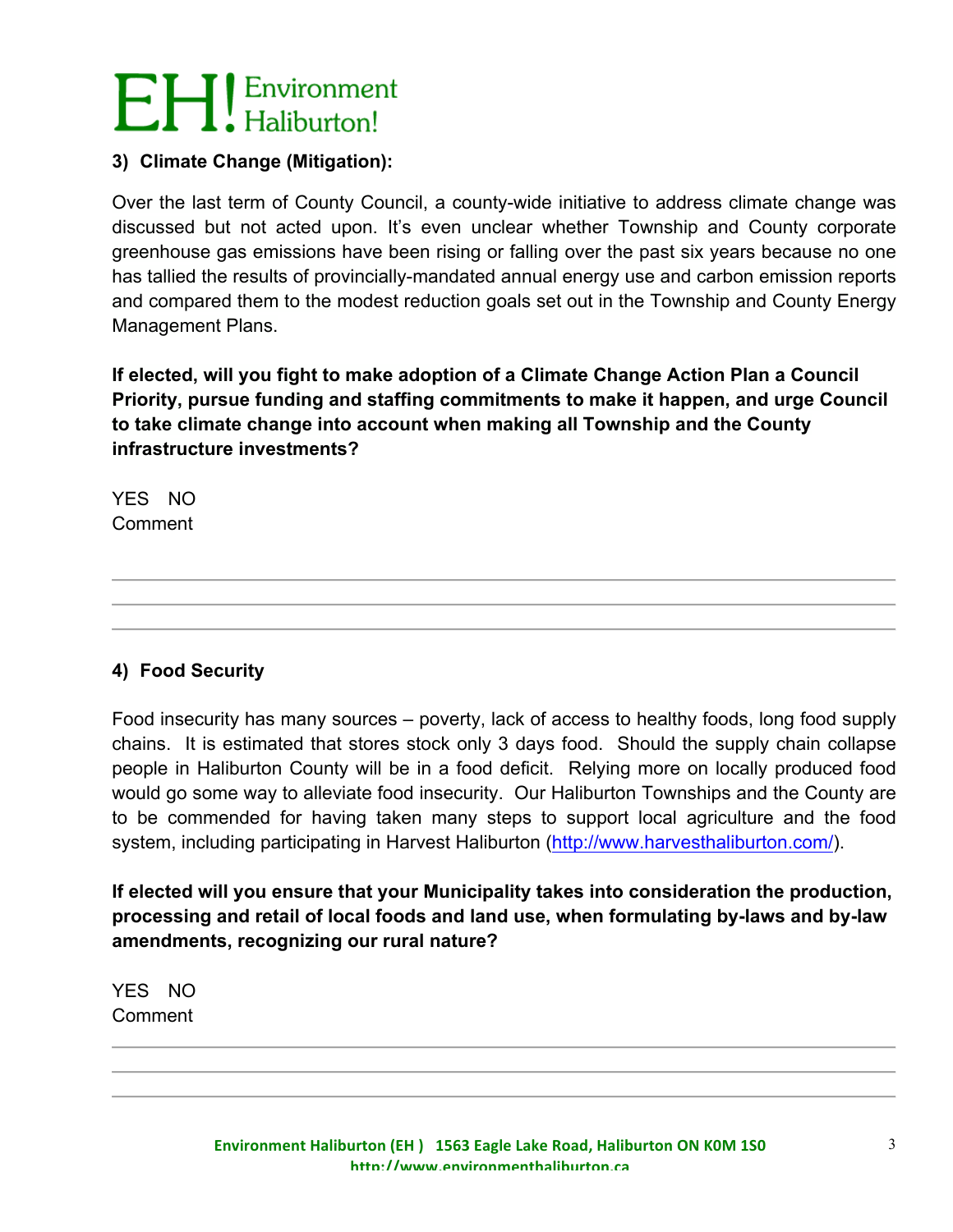### 3) Climate Change (Mitigation):

Over the last term of County Council, a county-wide initiative to address climate change was discussed but not acted upon. It's even unclear whether Township and County corporate greenhouse gas emissions have been rising or falling over the past six years because no one has tallied the results of provincially-mandated annual energy use and carbon emission reports and compared them to the modest reduction goals set out in the Township and County Energy Management Plans.

**If elected, will you fight to make adoption of a Climate Change Action Plan a Council Priority, pursue funding and staffing commitments to make it happen, and urge Council to take climate change into account when making all Township and the County infrastructure investments?**

YES NO

Comment

---

---

---

### 4) Food Security

Food insecurity has many sources – poverty, lack of access to healthy foods, long food supply chains. It is estimated that stores stock only 3 days food. Should the supply chain collapse people in Haliburton County will be in a food deficit. Relying more on locally produced food would go some way to alleviate food insecurity. Our Haliburton Townships and the County are to be commended for having taken many steps to support local agriculture and the food system, including participating in Harvest Haliburton (http://www.harvesthaliburton.com/).

**If elected will you ensure that your Municipality takes into consideration the production, processing and retail of local foods and land use, when formulating by-laws and by-law amendments, recognizing our rural nature?**

YES NO

Comment

---

---

---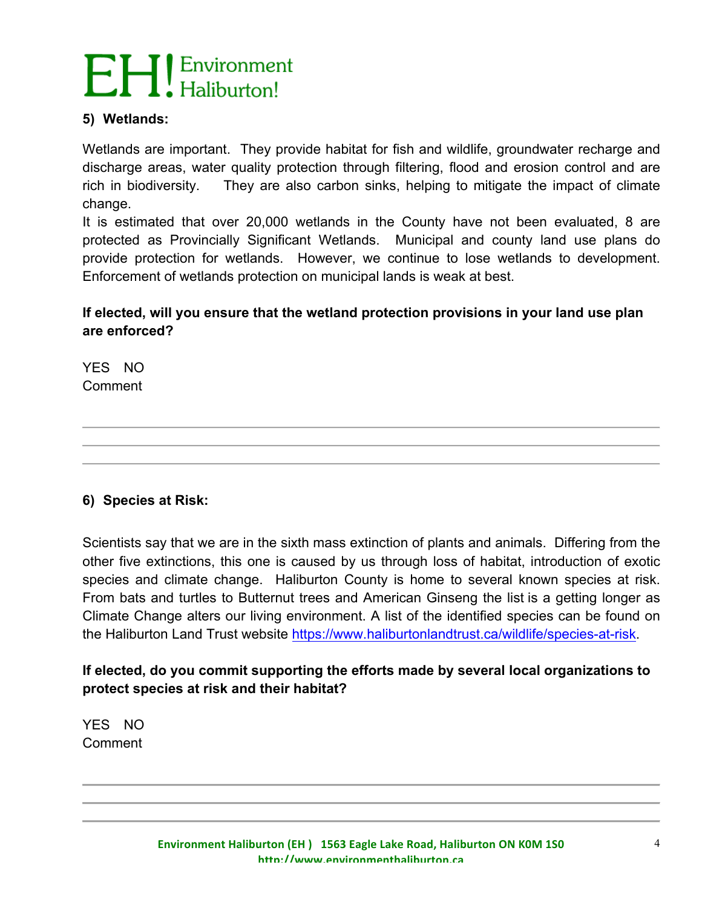### 5) Wetlands:

Wetlands are important. They provide habitat for fish and wildlife, groundwater recharge and discharge areas, water quality protection through filtering, flood and erosion control and are rich in biodiversity. They are also carbon sinks, helping to mitigate the impact of climate change.
It is estimated that over 20,000 wetlands in the County have not been evaluated, 8 are protected as Provincially Significant Wetlands. Municipal and county land use plans do provide protection for wetlands. However, we continue to lose wetlands to development. Enforcement of wetlands protection on municipal lands is weak at best.

**If elected, will you ensure that the wetland protection provisions in your land use plan are enforced?**

YES NO
Comment

---

---

---

### 6) Species at Risk:

Scientists say that we are in the sixth mass extinction of plants and animals. Differing from the other five extinctions, this one is caused by us through loss of habitat, introduction of exotic species and climate change. Haliburton County is home to several known species at risk. From bats and turtles to Butternut trees and American Ginseng the list is a getting longer as Climate Change alters our living environment. A list of the identified species can be found on the Haliburton Land Trust website https://www.haliburtonlandtrust.ca/wildlife/species-at-risk.

**If elected, do you commit supporting the efforts made by several local organizations to protect species at risk and their habitat?**

YES NO
Comment

---

---

---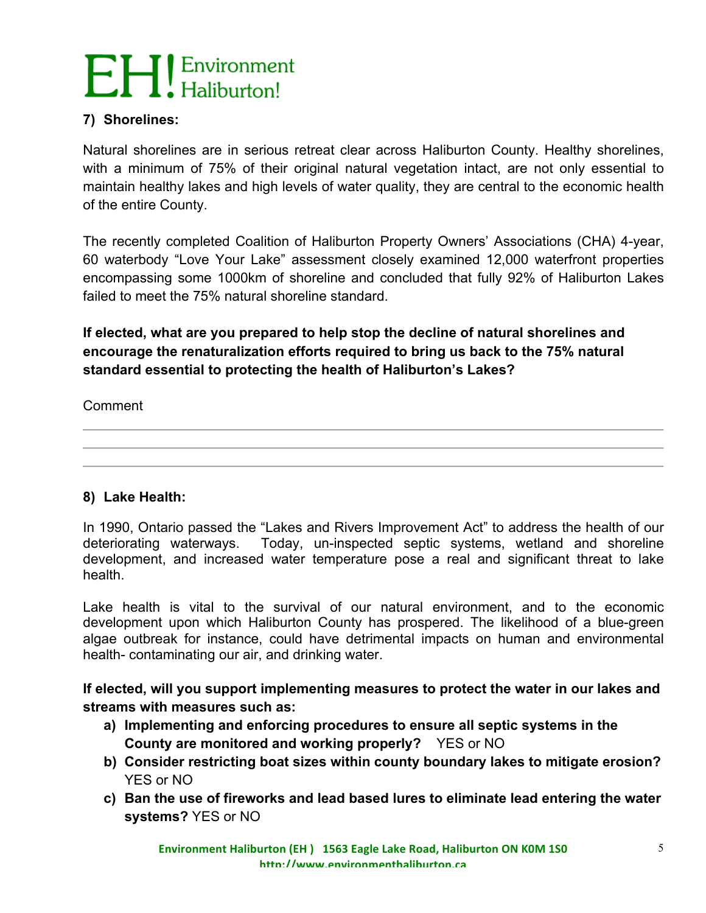### 7) Shorelines:

Natural shorelines are in serious retreat clear across Haliburton County. Healthy shorelines, with a minimum of 75% of their original natural vegetation intact, are not only essential to maintain healthy lakes and high levels of water quality, they are central to the economic health of the entire County.

The recently completed Coalition of Haliburton Property Owners' Associations (CHA) 4-year, 60 waterbody "Love Your Lake" assessment closely examined 12,000 waterfront properties encompassing some 1000km of shoreline and concluded that fully 92% of Haliburton Lakes failed to meet the 75% natural shoreline standard.

**If elected, what are you prepared to help stop the decline of natural shorelines and encourage the renaturalization efforts required to bring us back to the 75% natural standard essential to protecting the health of Haliburton's Lakes?**

Comment

---

---

---

### 8) Lake Health:

In 1990, Ontario passed the "Lakes and Rivers Improvement Act" to address the health of our deteriorating waterways. Today, un-inspected septic systems, wetland and shoreline development, and increased water temperature pose a real and significant threat to lake health.

Lake health is vital to the survival of our natural environment, and to the economic development upon which Haliburton County has prospered. The likelihood of a blue-green algae outbreak for instance, could have detrimental impacts on human and environmental health- contaminating our air, and drinking water.

**If elected, will you support implementing measures to protect the water in our lakes and streams with measures such as:**

a) **Implementing and enforcing procedures to ensure all septic systems in the County are monitored and working properly?** YES or NO
b) **Consider restricting boat sizes within county boundary lakes to mitigate erosion?** YES or NO
c) **Ban the use of fireworks and lead based lures to eliminate lead entering the water systems?** YES or NO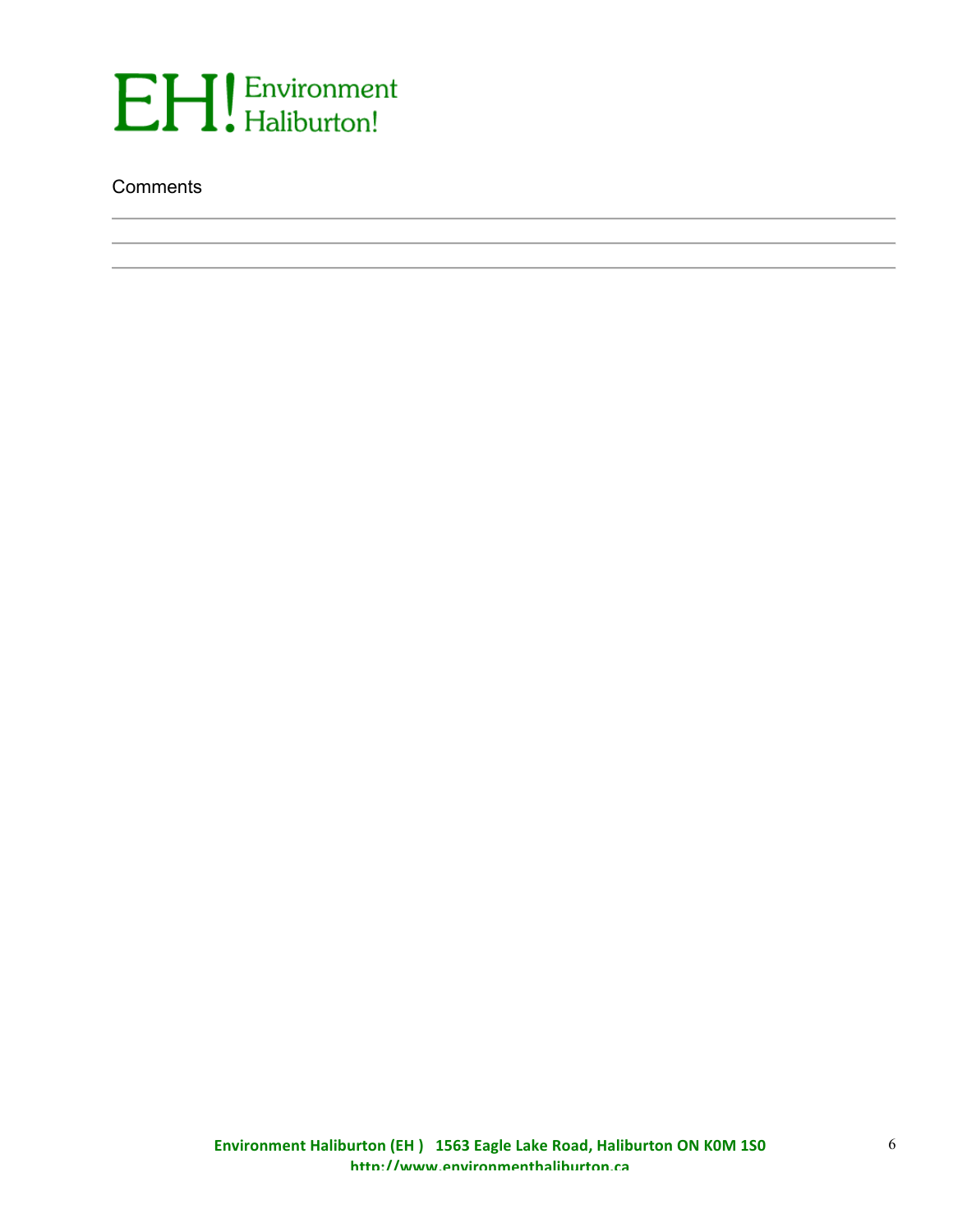EH! Environment Haliburton!

Comments

---

---

---